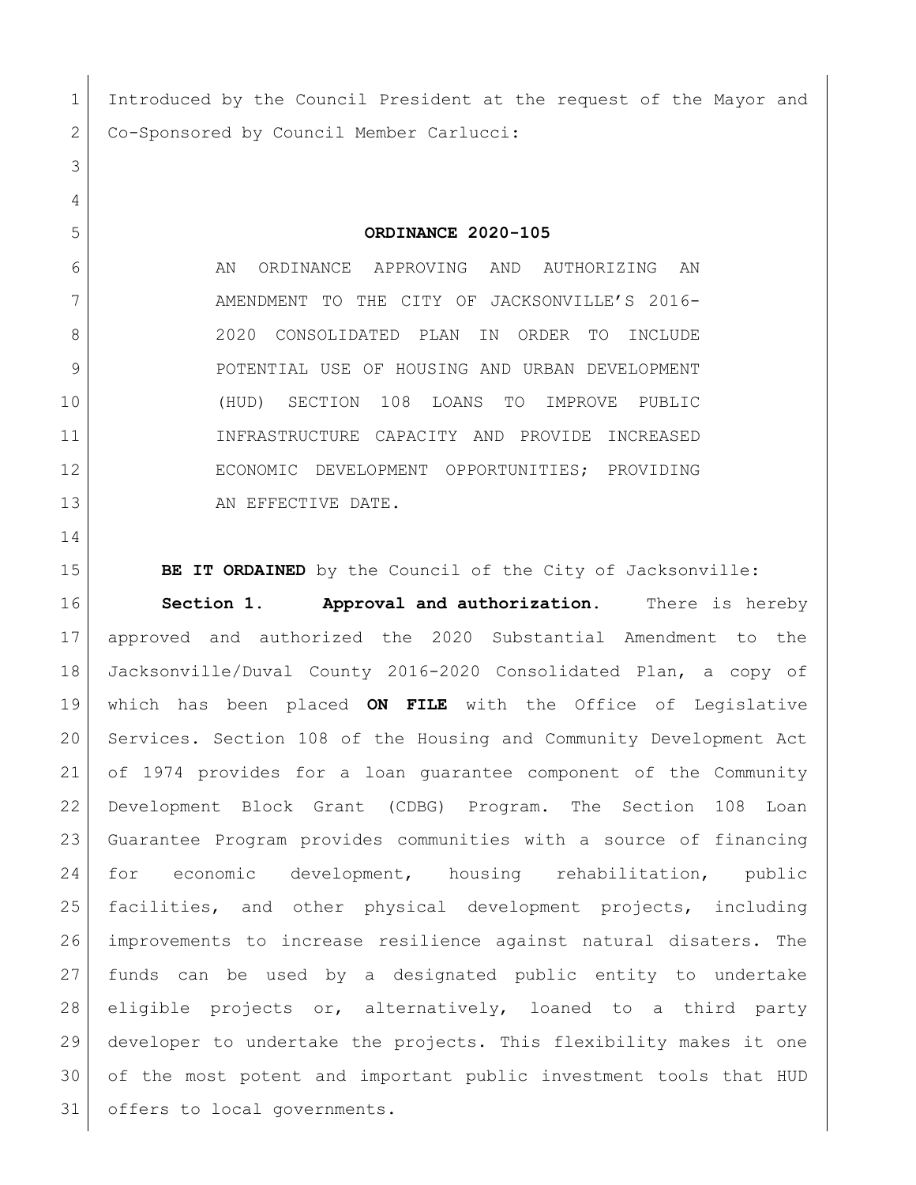Introduced by the Council President at the request of the Mayor and Co-Sponsored by Council Member Carlucci:

# ORDINANCE 2020-105

AN ORDINANCE APPROVING AND AUTHORIZING AN AMENDMENT TO THE CITY OF JACKSONVILLE'S 2016-2020 CONSOLIDATED PLAN IN ORDER TO INCLUDE POTENTIAL USE OF HOUSING AND URBAN DEVELOPMENT (HUD) SECTION 108 LOANS TO IMPROVE PUBLIC INFRASTRUCTURE CAPACITY AND PROVIDE INCREASED ECONOMIC DEVELOPMENT OPPORTUNITIES; PROVIDING AN EFFECTIVE DATE.

**BE IT ORDAINED** by the Council of the City of Jacksonville:

**Section 1. Approval and authorization.** There is hereby approved and authorized the 2020 Substantial Amendment to the Jacksonville/Duval County 2016-2020 Consolidated Plan, a copy of which has been placed **ON FILE** with the Office of Legislative Services. Section 108 of the Housing and Community Development Act of 1974 provides for a loan guarantee component of the Community Development Block Grant (CDBG) Program. The Section 108 Loan Guarantee Program provides communities with a source of financing for economic development, housing rehabilitation, public facilities, and other physical development projects, including improvements to increase resilience against natural disaters. The funds can be used by a designated public entity to undertake eligible projects or, alternatively, loaned to a third party developer to undertake the projects. This flexibility makes it one of the most potent and important public investment tools that HUD offers to local governments.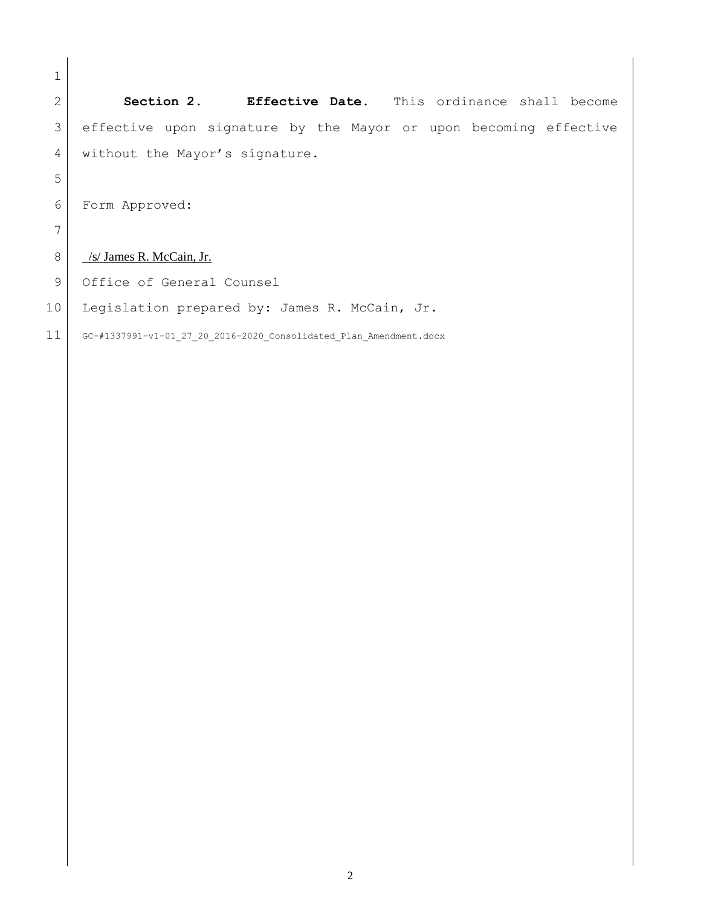**Section 2. Effective Date.** This ordinance shall become effective upon signature by the Mayor or upon becoming effective without the Mayor's signature.

Form Approved:

/s/ James R. McCain, Jr.

Office of General Counsel

Legislation prepared by: James R. McCain, Jr.

GC-#1337991-v1-01_27_20_2016-2020_Consolidated_Plan_Amendment.docx